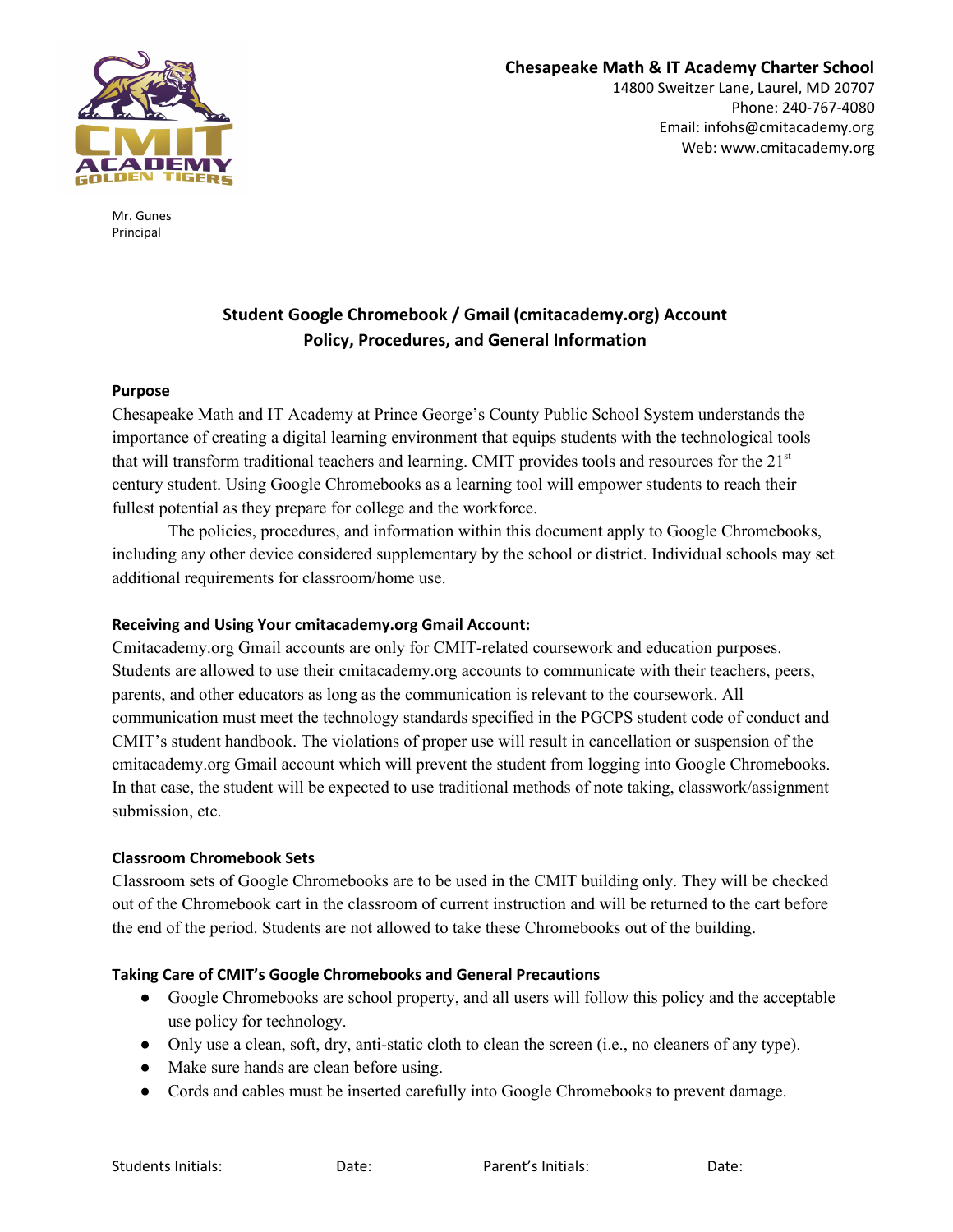**Chesapeake Math & IT Academy Charter School**
14800 Sweitzer Lane, Laurel, MD 20707
Phone: 240-767-4080
Email: infohs@cmitacademy.org
Web: www.cmitacademy.org

Mr. Gunes
Principal

## Student Google Chromebook / Gmail (cmitacademy.org) Account Policy, Procedures, and General Information

### Purpose

Chesapeake Math and IT Academy at Prince George's County Public School System understands the importance of creating a digital learning environment that equips students with the technological tools that will transform traditional teachers and learning. CMIT provides tools and resources for the 21st century student. Using Google Chromebooks as a learning tool will empower students to reach their fullest potential as they prepare for college and the workforce.

The policies, procedures, and information within this document apply to Google Chromebooks, including any other device considered supplementary by the school or district. Individual schools may set additional requirements for classroom/home use.

### Receiving and Using Your cmitacademy.org Gmail Account:

Cmitacademy.org Gmail accounts are only for CMIT-related coursework and education purposes. Students are allowed to use their cmitacademy.org accounts to communicate with their teachers, peers, parents, and other educators as long as the communication is relevant to the coursework. All communication must meet the technology standards specified in the PGCPS student code of conduct and CMIT's student handbook. The violations of proper use will result in cancellation or suspension of the cmitacademy.org Gmail account which will prevent the student from logging into Google Chromebooks. In that case, the student will be expected to use traditional methods of note taking, classwork/assignment submission, etc.

### Classroom Chromebook Sets

Classroom sets of Google Chromebooks are to be used in the CMIT building only. They will be checked out of the Chromebook cart in the classroom of current instruction and will be returned to the cart before the end of the period. Students are not allowed to take these Chromebooks out of the building.

### Taking Care of CMIT's Google Chromebooks and General Precautions

- Google Chromebooks are school property, and all users will follow this policy and the acceptable use policy for technology.
- Only use a clean, soft, dry, anti-static cloth to clean the screen (i.e., no cleaners of any type).
- Make sure hands are clean before using.
- Cords and cables must be inserted carefully into Google Chromebooks to prevent damage.

Students Initials: Date: Parent's Initials: Date: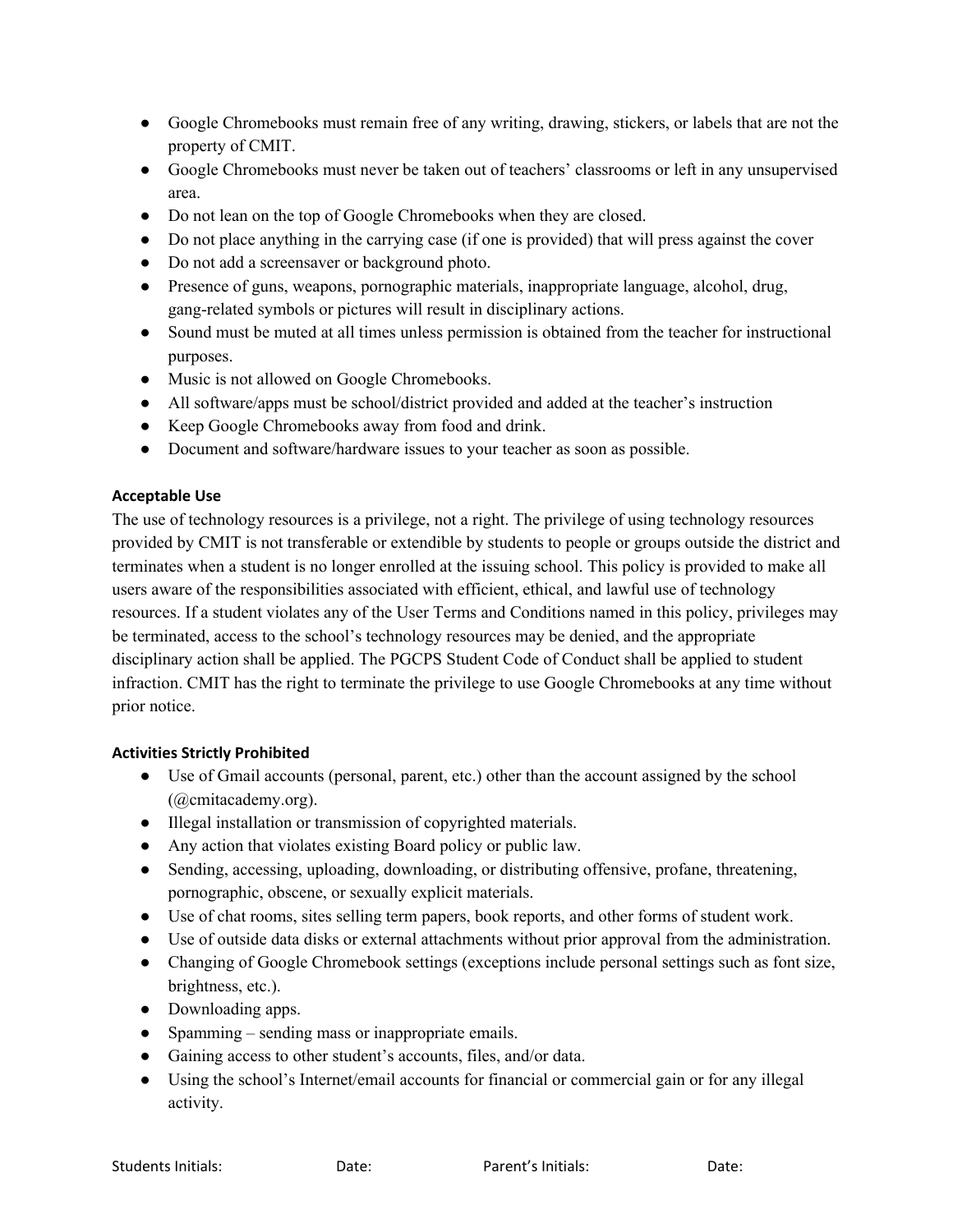- Google Chromebooks must remain free of any writing, drawing, stickers, or labels that are not the property of CMIT.
- Google Chromebooks must never be taken out of teachers' classrooms or left in any unsupervised area.
- Do not lean on the top of Google Chromebooks when they are closed.
- Do not place anything in the carrying case (if one is provided) that will press against the cover
- Do not add a screensaver or background photo.
- Presence of guns, weapons, pornographic materials, inappropriate language, alcohol, drug, gang-related symbols or pictures will result in disciplinary actions.
- Sound must be muted at all times unless permission is obtained from the teacher for instructional purposes.
- Music is not allowed on Google Chromebooks.
- All software/apps must be school/district provided and added at the teacher's instruction
- Keep Google Chromebooks away from food and drink.
- Document and software/hardware issues to your teacher as soon as possible.

**Acceptable Use**

The use of technology resources is a privilege, not a right. The privilege of using technology resources provided by CMIT is not transferable or extendible by students to people or groups outside the district and terminates when a student is no longer enrolled at the issuing school. This policy is provided to make all users aware of the responsibilities associated with efficient, ethical, and lawful use of technology resources. If a student violates any of the User Terms and Conditions named in this policy, privileges may be terminated, access to the school's technology resources may be denied, and the appropriate disciplinary action shall be applied. The PGCPS Student Code of Conduct shall be applied to student infraction. CMIT has the right to terminate the privilege to use Google Chromebooks at any time without prior notice.

**Activities Strictly Prohibited**

- Use of Gmail accounts (personal, parent, etc.) other than the account assigned by the school (@cmitacademy.org).
- Illegal installation or transmission of copyrighted materials.
- Any action that violates existing Board policy or public law.
- Sending, accessing, uploading, downloading, or distributing offensive, profane, threatening, pornographic, obscene, or sexually explicit materials.
- Use of chat rooms, sites selling term papers, book reports, and other forms of student work.
- Use of outside data disks or external attachments without prior approval from the administration.
- Changing of Google Chromebook settings (exceptions include personal settings such as font size, brightness, etc.).
- Downloading apps.
- Spamming – sending mass or inappropriate emails.
- Gaining access to other student's accounts, files, and/or data.
- Using the school's Internet/email accounts for financial or commercial gain or for any illegal activity.

Students Initials: Date: Parent's Initials: Date: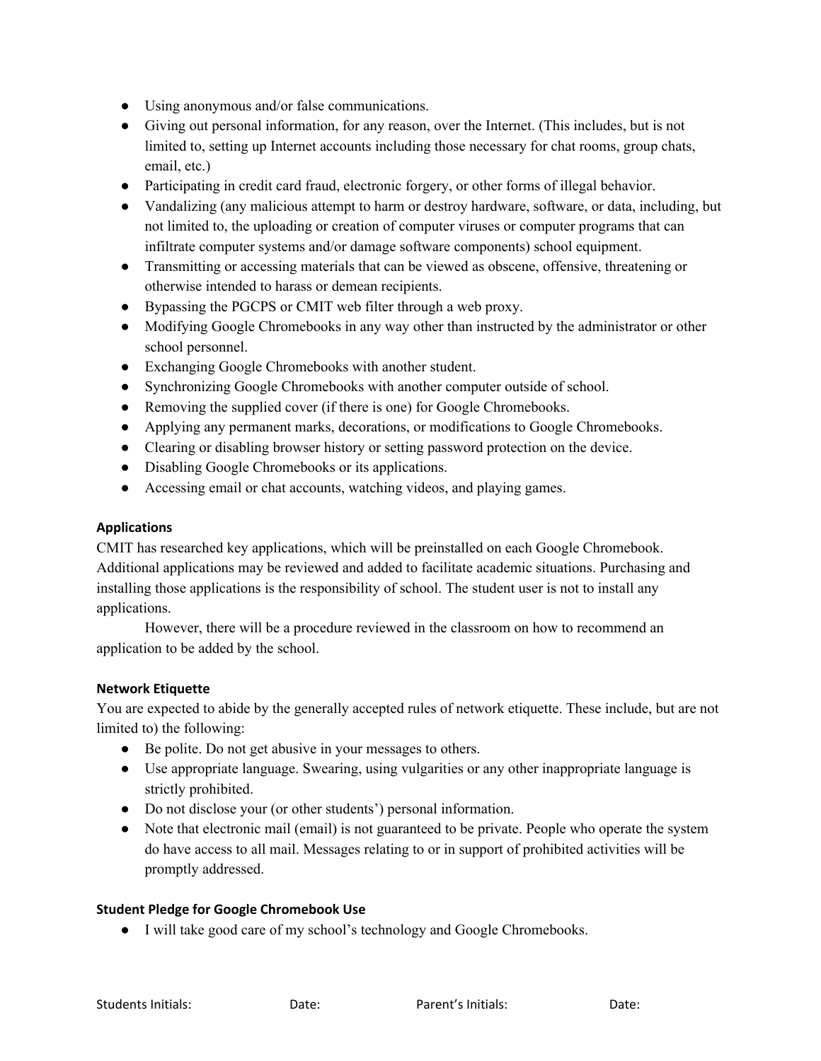- Using anonymous and/or false communications.
- Giving out personal information, for any reason, over the Internet. (This includes, but is not limited to, setting up Internet accounts including those necessary for chat rooms, group chats, email, etc.)
- Participating in credit card fraud, electronic forgery, or other forms of illegal behavior.
- Vandalizing (any malicious attempt to harm or destroy hardware, software, or data, including, but not limited to, the uploading or creation of computer viruses or computer programs that can infiltrate computer systems and/or damage software components) school equipment.
- Transmitting or accessing materials that can be viewed as obscene, offensive, threatening or otherwise intended to harass or demean recipients.
- Bypassing the PGCPS or CMIT web filter through a web proxy.
- Modifying Google Chromebooks in any way other than instructed by the administrator or other school personnel.
- Exchanging Google Chromebooks with another student.
- Synchronizing Google Chromebooks with another computer outside of school.
- Removing the supplied cover (if there is one) for Google Chromebooks.
- Applying any permanent marks, decorations, or modifications to Google Chromebooks.
- Clearing or disabling browser history or setting password protection on the device.
- Disabling Google Chromebooks or its applications.
- Accessing email or chat accounts, watching videos, and playing games.

**Applications**

CMIT has researched key applications, which will be preinstalled on each Google Chromebook. Additional applications may be reviewed and added to facilitate academic situations. Purchasing and installing those applications is the responsibility of school. The student user is not to install any applications.

However, there will be a procedure reviewed in the classroom on how to recommend an application to be added by the school.

**Network Etiquette**

You are expected to abide by the generally accepted rules of network etiquette. These include, but are not limited to) the following:

- Be polite. Do not get abusive in your messages to others.
- Use appropriate language. Swearing, using vulgarities or any other inappropriate language is strictly prohibited.
- Do not disclose your (or other students') personal information.
- Note that electronic mail (email) is not guaranteed to be private. People who operate the system do have access to all mail. Messages relating to or in support of prohibited activities will be promptly addressed.

**Student Pledge for Google Chromebook Use**

- I will take good care of my school's technology and Google Chromebooks.

Students Initials: Date: Parent's Initials: Date: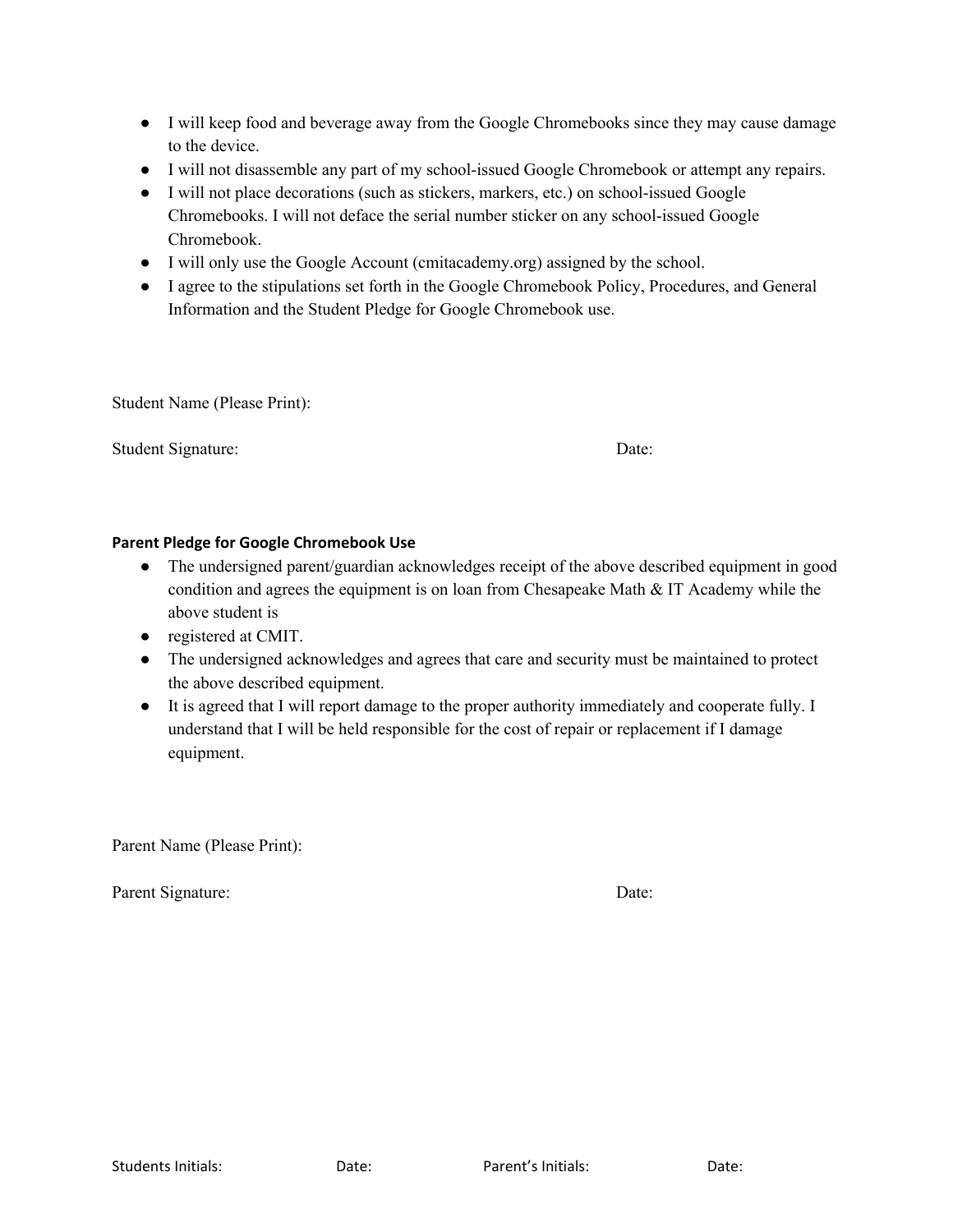- I will keep food and beverage away from the Google Chromebooks since they may cause damage to the device.
- I will not disassemble any part of my school-issued Google Chromebook or attempt any repairs.
- I will not place decorations (such as stickers, markers, etc.) on school-issued Google Chromebooks. I will not deface the serial number sticker on any school-issued Google Chromebook.
- I will only use the Google Account (cmitacademy.org) assigned by the school.
- I agree to the stipulations set forth in the Google Chromebook Policy, Procedures, and General Information and the Student Pledge for Google Chromebook use.

Student Name (Please Print):

Student Signature: Date:

**Parent Pledge for Google Chromebook Use**

- The undersigned parent/guardian acknowledges receipt of the above described equipment in good condition and agrees the equipment is on loan from Chesapeake Math & IT Academy while the above student is
- registered at CMIT.
- The undersigned acknowledges and agrees that care and security must be maintained to protect the above described equipment.
- It is agreed that I will report damage to the proper authority immediately and cooperate fully. I understand that I will be held responsible for the cost of repair or replacement if I damage equipment.

Parent Name (Please Print):

Parent Signature: Date:

Students Initials: Date: Parent's Initials: Date: